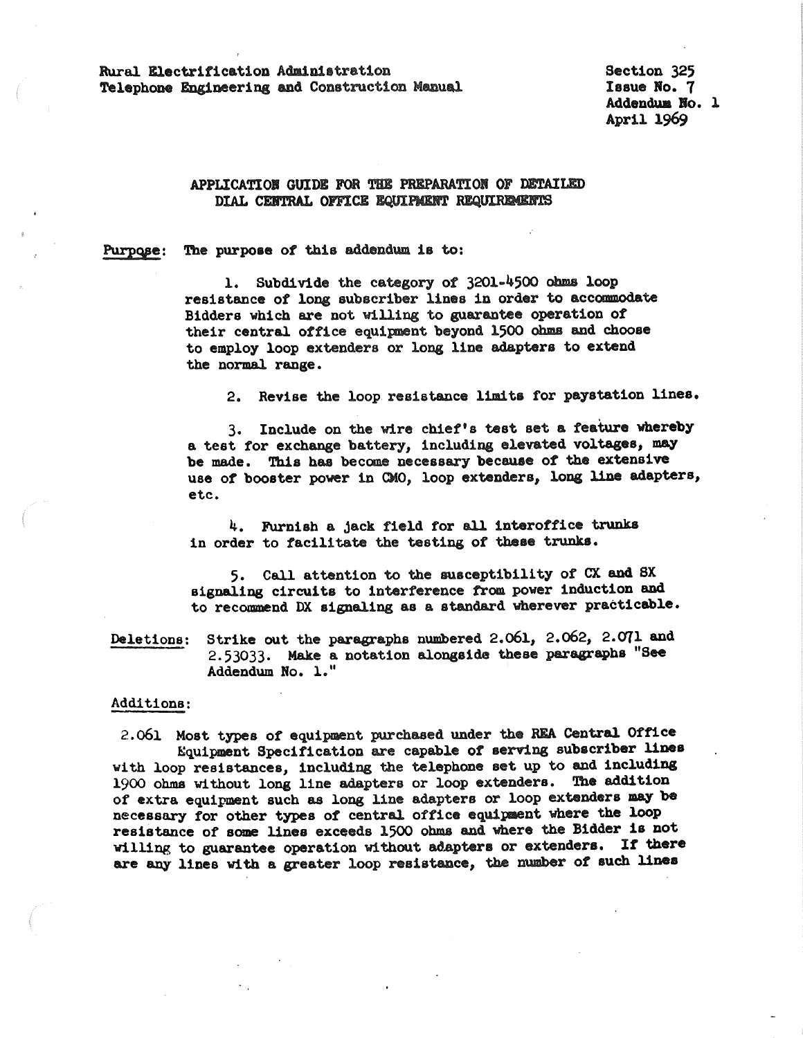Rural Electrification Administration
Telephone Engineering and Construction Manual

Section 325
Issue No. 7
Addendum No. 1
April 1969

## APPLICATION GUIDE FOR THE PREPARATION OF DETAILED DIAL CENTRAL OFFICE EQUIPMENT REQUIREMENTS

**Purpose:** The purpose of this addendum is to:

1. Subdivide the category of 3201-4500 ohms loop resistance of long subscriber lines in order to accommodate Bidders which are not willing to guarantee operation of their central office equipment beyond 1500 ohms and choose to employ loop extenders or long line adapters to extend the normal range.

2. Revise the loop resistance limits for paystation lines.

3. Include on the wire chief's test set a feature whereby a test for exchange battery, including elevated voltages, may be made. This has become necessary because of the extensive use of booster power in CMO, loop extenders, long line adapters, etc.

4. Furnish a jack field for all interoffice trunks in order to facilitate the testing of these trunks.

5. Call attention to the susceptibility of CX and SX signaling circuits to interference from power induction and to recommend DX signaling as a standard wherever practicable.

**Deletions:** Strike out the paragraphs numbered 2.061, 2.062, 2.071 and 2.53033. Make a notation alongside these paragraphs "See Addendum No. 1."

**Additions:**

2.061 Most types of equipment purchased under the REA Central Office Equipment Specification are capable of serving subscriber lines with loop resistances, including the telephone set up to and including 1900 ohms without long line adapters or loop extenders. The addition of extra equipment such as long line adapters or loop extenders may be necessary for other types of central office equipment where the loop resistance of some lines exceeds 1500 ohms and where the Bidder is not willing to guarantee operation without adapters or extenders. If there are any lines with a greater loop resistance, the number of such lines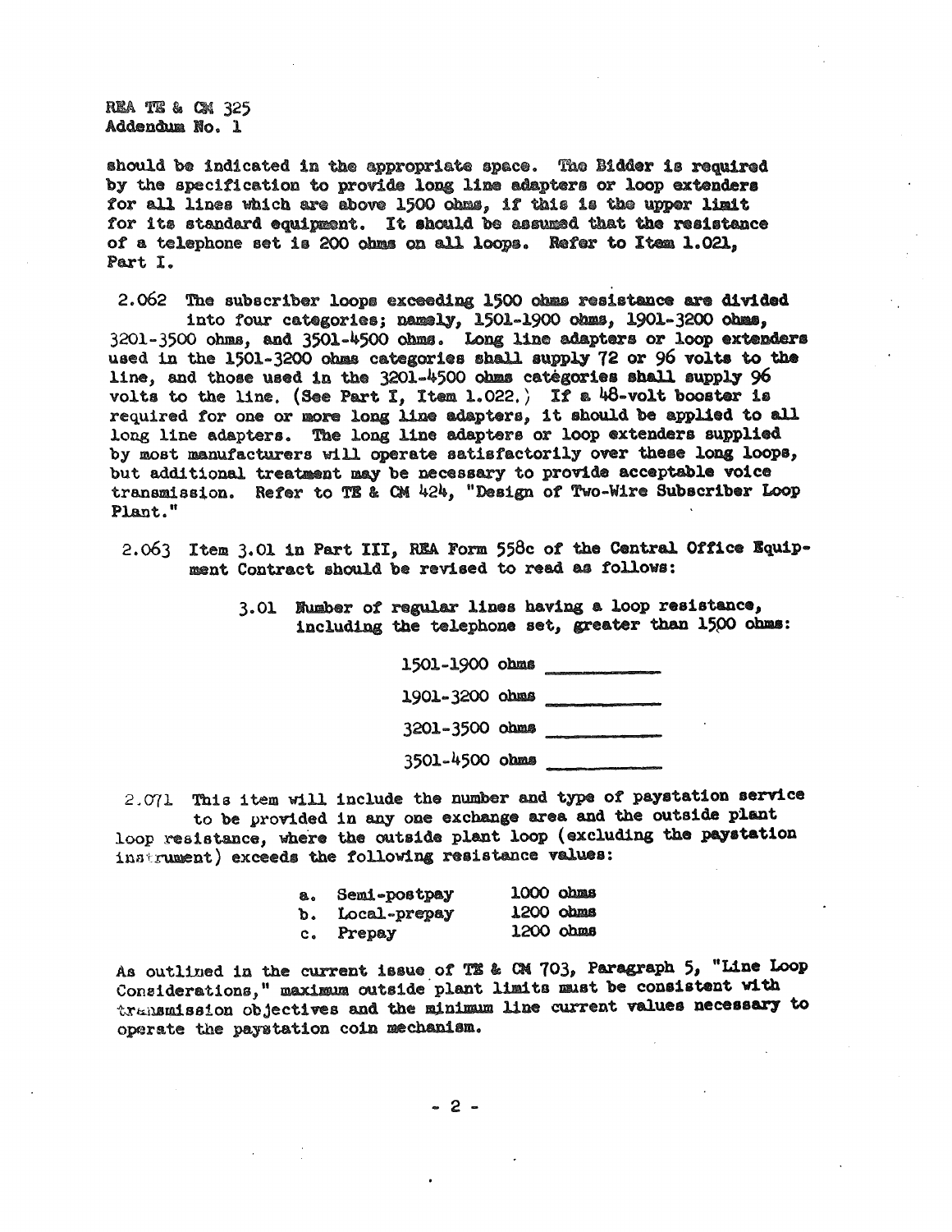should be indicated in the appropriate space. The Bidder is required by the specification to provide long line adapters or loop extenders for all lines which are above 1500 ohms, if this is the upper limit for its standard equipment. It should be assumed that the resistance of a telephone set is 200 ohms on all loops. Refer to Item 1.021, Part I.

2.062 The subscriber loops exceeding 1500 ohms resistance are divided into four categories; namely, 1501-1900 ohms, 1901-3200 ohms, 3201-3500 ohms, and 3501-4500 ohms. Long line adapters or loop extenders used in the 1501-3200 ohms categories shall supply 72 or 96 volts to the line, and those used in the 3201-4500 ohms categories shall supply 96 volts to the line. (See Part I, Item 1.022.) If a 48-volt booster is required for one or more long line adapters, it should be applied to all long line adapters. The long line adapters or loop extenders supplied by most manufacturers will operate satisfactorily over these long loops, but additional treatment may be necessary to provide acceptable voice transmission. Refer to TE & CM 424, "Design of Two-Wire Subscriber Loop Plant."

2.063 Item 3.01 in Part III, REA Form 558c of the Central Office Equipment Contract should be revised to read as follows:

> 3.01 Number of regular lines having a loop resistance, including the telephone set, greater than 1500 ohms:
>
> 1501-1900 ohms ____________
>
> 1901-3200 ohms ____________
>
> 3201-3500 ohms ____________
>
> 3501-4500 ohms ____________

2.071 This item will include the number and type of paystation service to be provided in any one exchange area and the outside plant loop resistance, where the outside plant loop (excluding the paystation instrument) exceeds the following resistance values:

| | | |
|---|---|---|
| a. | Semi-postpay | 1000 ohms |
| b. | Local-prepay | 1200 ohms |
| c. | Prepay | 1200 ohms |

As outlined in the current issue of TE & CM 703, Paragraph 5, "Line Loop Considerations," maximum outside plant limits must be consistent with transmission objectives and the minimum line current values necessary to operate the paystation coin mechanism.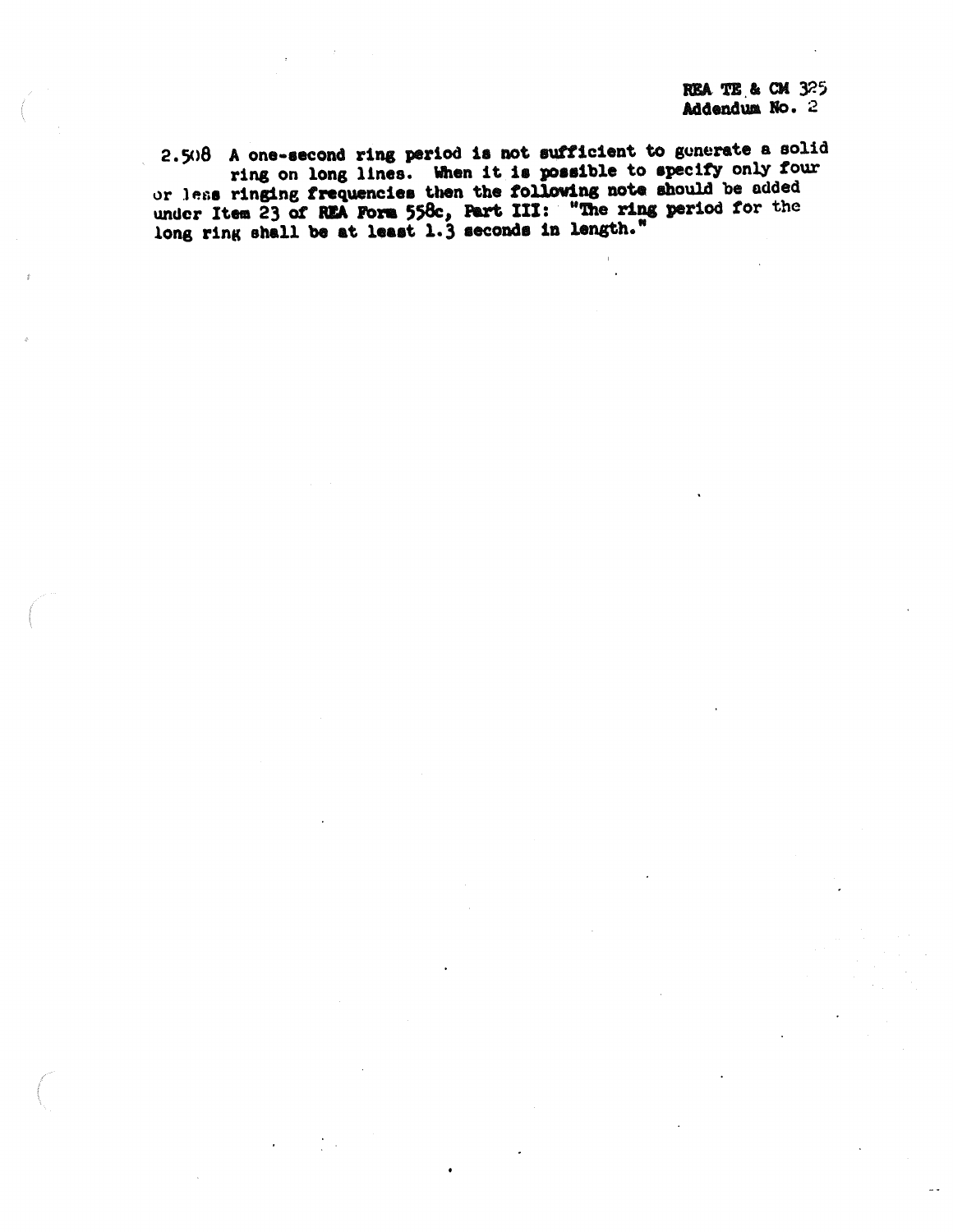2.508 A one-second ring period is not sufficient to generate a solid ring on long lines. When it is possible to specify only four or less ringing frequencies then the following note should be added under Item 23 of REA Form 558c, Part III: "The ring period for the long ring shall be at least 1.3 seconds in length."